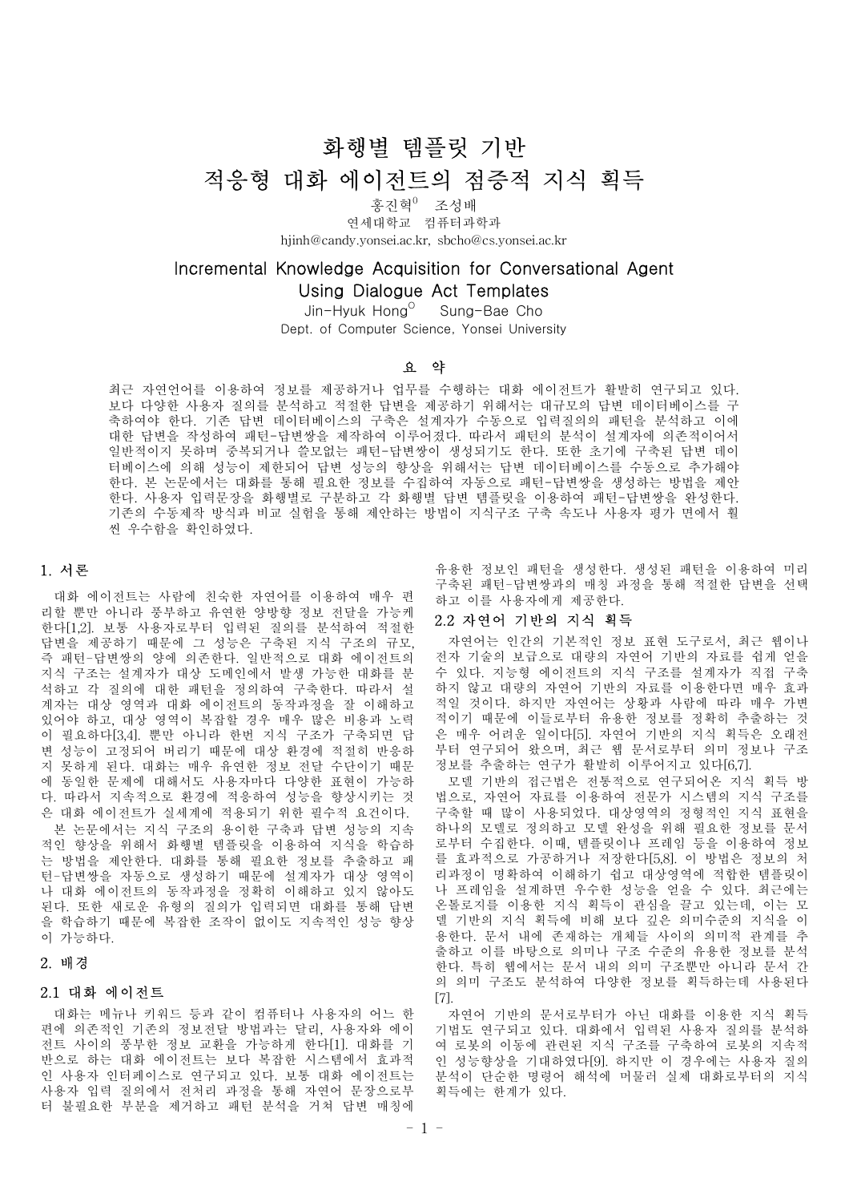# 화행별 템플릿 기반 적응형 대화 에이전트의 점증적 지식 획득

홍진혁[0] 조성배

연세대학교 컴퓨터과학과

hjinh@candy.yonsei.ac.kr, sbcho@cs.yonsei.ac.kr

# Incremental Knowledge Acquisition for Conversational Agent Using Dialogue Act Templates

Jin-Hyuk Hong[O] Sung-Bae Cho

Dept. of Computer Science, Yonsei University

## 요 약

최근 자연언어를 이용하여 정보를 제공하거나 업무를 수행하는 대화 에이전트가 활발히 연구되고 있다. 보다 다양한 사용자 질의를 분석하고 적절한 답변을 제공하기 위해서는 대규모의 답변 데이터베이스를 구축하여야 한다. 기존 답변 데이터베이스의 구축은 설계자가 수동으로 입력질의의 패턴을 분석하고 이에 대한 답변을 작성하여 패턴-답변쌍을 제작하여 이루어졌다. 따라서 패턴의 분석이 설계자에 의존적이어서 일반적이지 못하며 중복되거나 쓸모없는 패턴-답변쌍이 생성되기도 한다. 또한 초기에 구축된 답변 데이터베이스에 의해 성능이 제한되어 답변 성능의 향상을 위해서는 답변 데이터베이스를 수동으로 추가해야 한다. 본 논문에서는 대화를 통해 필요한 정보를 수집하여 자동으로 패턴-답변쌍을 생성하는 방법을 제안한다. 사용자 입력문장을 화행별로 구분하고 각 화행별 답변 템플릿을 이용하여 패턴-답변쌍을 완성한다. 기존의 수동제작 방식과 비교 실험을 통해 제안하는 방법이 지식구조 구축 속도나 사용자 평가 면에서 훨씬 우수함을 확인하였다.

## 1. 서론

대화 에이전트는 사람에 친숙한 자연어를 이용하여 매우 편리할 뿐만 아니라 풍부하고 유연한 양방향 정보 전달을 가능케 한다[1,2]. 보통 사용자로부터 입력된 질의를 분석하여 적절한 답변을 제공하기 때문에 그 성능은 구축된 지식 구조의 규모, 즉 패턴-답변쌍의 양에 의존한다. 일반적으로 대화 에이전트의 지식 구조는 설계자가 대상 도메인에서 발생 가능한 대화를 분석하고 각 질의에 대한 패턴을 정의하여 구축한다. 따라서 설계자는 대상 영역과 대화 에이전트의 동작과정을 잘 이해하고 있어야 하고, 대상 영역이 복잡할 경우 매우 많은 비용과 노력이 필요하다[3,4]. 뿐만 아니라 한번 지식 구조가 구축되면 답변 성능이 고정되어 버리기 때문에 대상 환경에 적절히 반응하지 못하게 된다. 대화는 매우 유연한 정보 전달 수단이기 때문에 동일한 문제에 대해서도 사용자마다 다양한 표현이 가능하다. 따라서 지속적으로 환경에 적응하여 성능을 향상시키는 것은 대화 에이전트가 실세계에 적용되기 위한 필수적 요건이다.

본 논문에서는 지식 구조의 용이한 구축과 답변 성능의 지속적인 향상을 위해서 화행별 템플릿을 이용하여 지식을 학습하는 방법을 제안한다. 대화를 통해 필요한 정보를 추출하고 패턴-답변쌍을 자동으로 생성하기 때문에 설계자가 대상 영역이나 대화 에이전트의 동작과정을 정확히 이해하고 있지 않아도 된다. 또한 새로운 유형의 질의가 입력되면 대화를 통해 답변을 학습하기 때문에 복잡한 조작이 없이도 지속적인 성능 향상이 가능하다.

## 2. 배경

### 2.1 대화 에이전트

대화는 메뉴나 키워드 등과 같이 컴퓨터나 사용자의 어느 한 편에 의존적인 기존의 정보전달 방법과는 달리, 사용자와 에이전트 사이의 풍부한 정보 교환을 가능하게 한다[1]. 대화를 기반으로 하는 대화 에이전트는 보다 복잡한 시스템에서 효과적인 사용자 인터페이스로 연구되고 있다. 보통 대화 에이전트는 사용자 입력 질의에서 전처리 과정을 통해 자연어 문장으로부터 불필요한 부분을 제거하고 패턴 분석을 거쳐 답변 매칭에 유용한 정보인 패턴을 생성한다. 생성된 패턴을 이용하여 미리 구축된 패턴-답변쌍과의 매칭 과정을 통해 적절한 답변을 선택하고 이를 사용자에게 제공한다.

### 2.2 자연어 기반의 지식 획득

자연어는 인간의 기본적인 정보 표현 도구로서, 최근 웹이나 전자 기술의 보급으로 대량의 자연어 기반의 자료를 쉽게 얻을 수 있다. 지능형 에이전트의 지식 구조를 설계자가 직접 구축하지 않고 대량의 자연어 기반의 자료를 이용한다면 매우 효과적일 것이다. 하지만 자연어는 상황과 사람에 따라 매우 가변적이기 때문에 이들로부터 유용한 정보를 정확히 추출하는 것은 매우 어려운 일이다[5]. 자연어 기반의 지식 획득은 오래전부터 연구되어 왔으며, 최근 웹 문서로부터 의미 정보나 구조 정보를 추출하는 연구가 활발히 이루어지고 있다[6,7].

모델 기반의 접근법은 전통적으로 연구되어온 지식 획득 방법으로, 자연어 자료를 이용하여 전문가가 시스템의 지식 구조를 구축할 때 많이 사용되었다. 대상영역의 정형적인 지식 표현을 하나의 모델로 정의하고 모델 완성을 위해 필요한 정보를 문서로부터 수집한다. 이때, 템플릿이나 프레임 등을 이용하여 정보를 효과적으로 가공하거나 저장한다[5,8]. 이 방법은 정보의 처리과정이 명확하여 이해하기 쉽고 대상영역에 적합한 템플릿이나 프레임을 설계하면 우수한 성능을 얻을 수 있다. 최근에는 온톨로지를 이용한 지식 획득이 관심을 끌고 있는데, 이는 모델 기반의 지식 획득에 비해 보다 깊은 의미수준의 지식을 이용한다. 문서 내에 존재하는 개체들 사이의 의미적 관계를 추출하고 이를 바탕으로 의미나 구조 수준의 유용한 정보를 분석한다. 특히 웹에서는 문서 내의 의미 구조뿐만 아니라 문서 간의 의미 구조도 분석하여 다양한 정보를 획득하는데 사용된다[7].

자연어 기반의 문서로부터가 아닌 대화를 이용한 지식 획득 기법도 연구되고 있다. 대화에서 입력된 사용자 질의를 분석하여 로봇의 이동에 관련된 지식 구조를 구축하여 로봇의 지속적인 성능향상을 기대하였다[9]. 하지만 이 경우에는 사용자 질의 분석이 단순한 명령어 해석에 머물러 실제 대화로부터의 지식 획득에는 한계가 있다.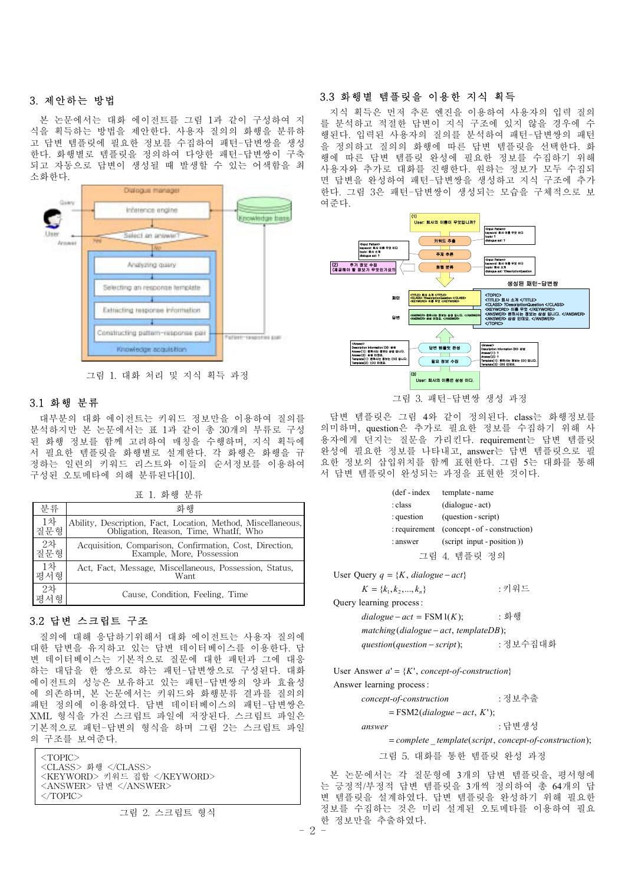## 3. 제안하는 방법

본 논문에서는 대화 에이전트를 그림 1과 같이 구성하여 지식을 획득하는 방법을 제안한다. 사용자 질의의 화행을 분류하고 답변 템플릿에 필요한 정보를 수집하여 패턴-답변쌍을 생성한다. 화행별로 템플릿을 정의하여 다양한 패턴-답변쌍이 구축되고 자동으로 답변이 생성될 때 발생할 수 있는 어색함을 최소화한다.

그림 1. 대화 처리 및 지식 획득 과정

### 3.1 화행 분류

대부분의 대화 에이전트는 키워드 정보만을 이용하여 질의를 분석하지만 본 논문에서는 표 1과 같이 총 30개의 부류로 구성된 화행 정보를 함께 고려하여 매칭을 수행하며, 지식 획득에서 필요한 템플릿을 화행별로 설계한다. 각 화행은 화행을 규정하는 일련의 키워드 리스트와 이들의 순서정보를 이용하여 구성된 오토메타에 의해 분류된다[10].

표 1. 화행 분류

| 분류 | 화행 |
|---|---|
| 1차 질문형 | Ability, Description, Fact, Location, Method, Miscellaneous, Obligation, Reason, Time, WhatIf, Who |
| 2차 질문형 | Acquisition, Comparison, Confirmation, Cost, Direction, Example, More, Possession |
| 1차 평서형 | Act, Fact, Message, Miscellaneous, Possession, Status, Want |
| 2차 평서형 | Cause, Condition, Feeling, Time |

### 3.2 답변 스크립트 구조

질의에 대해 응답하기위해서 대화 에이전트는 사용자 질의에 대한 답변을 유지하고 있는 답변 데이터베이스를 이용한다. 답변 데이터베이스는 기본적으로 질문에 대한 패턴과 그에 대응하는 대답을 한 쌍으로 하는 패턴-답변쌍으로 구성된다. 대화 에이전트의 성능은 보유하고 있는 패턴-답변쌍의 양과 효율성에 의존하며, 본 논문에서는 키워드와 화행분류 결과를 질의의 패턴 정의에 이용하였다. 답변 데이터베이스의 패턴-답변쌍은 XML 형식을 가진 스크립트 파일에 저장된다. 스크립트 파일은 기본적으로 패턴-답변의 형식을 하며 그림 2는 스크립트 파일의 구조를 보여준다.

```
<TOPIC>
<CLASS> 화행 </CLASS>
<KEYWORD> 키워드 집합 </KEYWORD>
<ANSWER> 답변 </ANSWER>
</TOPIC>
```

그림 2. 스크립트 형식

### 3.3 화행별 템플릿을 이용한 지식 획득

지식 획득은 먼저 추론 엔진을 이용하여 사용자의 입력 질의를 분석하고 적절한 답변이 지식 구조에 있지 않을 경우에 수행된다. 입력된 사용자의 질의를 분석하여 패턴-답변쌍의 패턴을 정의하고 질의의 화행에 따른 답변 템플릿을 선택한다. 화행에 따른 답변 템플릿 완성에 필요한 정보를 수집하기 위해 사용자와 추가로 대화를 진행한다. 원하는 정보가 모두 수집되면 답변을 완성하여 패턴-답변쌍을 생성하고 지식 구조에 추가한다. 그림 3은 패턴-답변쌍이 생성되는 모습을 구체적으로 보여준다.

그림 3. 패턴-답변쌍 생성 과정

답변 템플릿은 그림 4와 같이 정의된다. class는 화행정보를 의미하며, question은 추가로 필요한 정보를 수집하기 위해 사용자에게 던지는 질문을 가리킨다. requirement는 답변 템플릿 완성에 필요한 정보를 나타내고, answer는 답변 템플릿으로 필요한 정보의 삽입위치를 함께 표현한다. 그림 5는 대화를 통해서 답변 템플릿이 완성되는 과정을 표현한 것이다.

```
(def-index     template-name
 :class        (dialogue-act)
 :question     (question-script)
 :requirement  (concept-of-construction)
 :answer       (script input-position))
```

그림 4. 템플릿 정의

User Query $q = \{K, dialogue-act\}$

$K = \{k_1, k_2, ..., k_n\}$ : 키워드

Query learning process :

$dialogue-act = \text{FSM1}(K);$ : 화행

$matching(dialogue-act, templateDB);$

$question(question-script);$ : 정보수집대화

User Answer $a' = \{K', concept\text{-}of\text{-}construction\}$

Answer learning process :

$concept\text{-}of\text{-}construction = \text{FSM2}(dialogue-act, K');$ : 정보추출

$answer = complete\_template(script, concept\text{-}of\text{-}construction);$ : 답변생성

그림 5. 대화를 통한 템플릿 완성 과정

본 논문에서는 각 질문형에 3개의 답변 템플릿을, 평서형에는 긍정적/부정적 답변 템플릿을 3개씩 정의하여 총 64개의 답변 템플릿을 설계하였다. 답변 템플릿을 완성하기 위해 필요한 정보를 수집하는 것은 미리 설계된 오토메타를 이용하여 필요한 정보만을 추출하였다.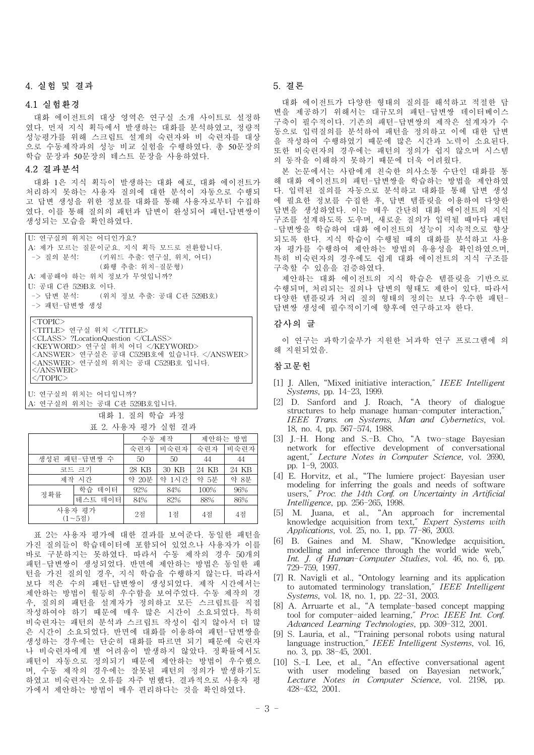## 4. 실험 및 결과

### 4.1 실험환경

대화 에이전트의 대상 영역은 연구실 소개 사이트로 설정하였다. 먼저 지식 획득에서 발생하는 대화를 분석하였고, 정량적 성능평가를 위해 스크립트 설계의 숙련자와 비 숙련자를 대상으로 수동제작과의 성능 비교 실험을 수행하였다. 총 50문장의 학습 문장과 50문장의 테스트 문장을 사용하였다.

### 4.2 결과분석

대화 1은 지식 획득이 발생하는 대화 예로, 대화 에이전트가 처리하지 못하는 사용자 질의에 대한 분석이 자동으로 수행되고 답변 생성을 위한 정보를 대화를 통해 사용자로부터 수집하였다. 이를 통해 질의의 패턴과 답변이 완성되어 패턴-답변쌍이 생성되는 모습을 확인하였다.

```
U: 연구실의 위치는 어디인가요?
A: 제가 모르는 질문이군요. 지식 획득 모드로 전환합니다.
 -> 질의 분석:      (키워드 추출: 연구실, 위치, 어디)
                    (화행 추출: 위치-질문형)
A: 제공해야 하는 위치 정보가 무엇입니까?
U: 공대 C관 529B호 이다.
 -> 답변 분석:      (위치 정보 추출: 공대 C관 529B호)
 -> 패턴-답변쌍 생성

<TOPIC>
<TITLE> 연구실 위치 </TITLE>
<CLASS> ?LocationQuestion </CLASS>
<KEYWORD> 연구실 위치 어디 </KEYWORD>
<ANSWER> 연구실은 공대 C529B호에 있습니다. </ANSWER>
<ANSWER> 연구실의 위치는 공대 C529B호 입니다.
</ANSWER>
</TOPIC>

U: 연구실의 위치는 어디입니까?
A: 연구실의 위치는 공대 C관 529B호입니다.
```

대화 1. 질의 학습 과정

표 2. 사용자 평가 실험 결과

| | | 수동 제작 | | 제안하는 방법 | |
|---|---|---|---|---|---|
| | | 숙련자 | 비숙련자 | 숙련자 | 비숙련자 |
| 생성된 패턴-답변쌍 수 | | 50 | 50 | 44 | 44 |
| 코드 크기 | | 28 KB | 30 KB | 24 KB | 24 KB |
| 제작 시간 | | 약 20분 | 약 1시간 | 약 5분 | 약 8분 |
| 정확률 | 학습 데이터 | 92% | 84% | 100% | 96% |
| | 테스트 데이터 | 84% | 82% | 88% | 86% |
| 사용자 평가 (1~5점) | | 2점 | 1점 | 4점 | 4점 |

표 2는 사용자 평가에 대한 결과를 보여준다. 동일한 패턴을 가진 질의들이 학습데이터에 포함되어 있었으나 사용자가 이를 바로 구분하지는 못하였다. 따라서 수동 제작의 경우 50개의 패턴-답변쌍이 생성되었다. 반면에 제안하는 방법은 동일한 패턴을 가진 질의일 경우, 지식 학습을 수행하지 않는다. 따라서 보다 적은 수의 패턴-답변쌍이 생성되었다. 제작 시간에서는 제안하는 방법이 월등히 우수함을 보여주었다. 수동 제작의 경우, 질의의 패턴을 설계자가 정의하고 모든 스크립트를 직접 작성하여야 하기 때문에 매우 많은 시간이 소요되었다. 특히 비숙련자는 패턴의 분석과 스크립트 작성이 쉽지 않아서 더 많은 시간이 소요되었다. 반면에 대화를 이용하여 패턴-답변쌍을 생성하는 경우에는 단순히 대화를 따르면 되기 때문에 숙련자나 비숙련자에게 별 어려움이 발생하지 않았다. 정확률에서도 패턴이 자동으로 정의되기 때문에 제안하는 방법이 우수했으며, 수동 제작의 경우에는 잘못된 패턴의 정의가 발생하기도 하였고 비숙련자는 오류를 자주 범했다. 결과적으로 사용자 평가에서 제안하는 방법이 매우 편리하다는 것을 확인하였다.

## 5. 결론

대화 에이전트가 다양한 형태의 질의를 해석하고 적절한 답변을 제공하기 위해서는 대규모의 패턴-답변쌍 데이터베이스 구축이 필수적이다. 기존의 패턴-답변쌍의 제작은 설계자가 수동으로 입력질의를 분석하여 패턴을 정의하고 이에 대한 답변을 작성하여 수행하였기 때문에 많은 시간과 노력이 소요된다. 또한 비숙련자의 경우에는 패턴의 정의가 쉽지 않으며 시스템의 동작을 이해하지 못하기 때문에 더욱 어려웠다.

본 논문에서는 사람에게 친숙한 의사소통 수단인 대화를 통해 대화 에이전트의 패턴-답변쌍을 학습하는 방법을 제안하였다. 입력된 질의를 자동으로 분석하고 대화를 통해 답변 생성에 필요한 정보를 수집한 후, 답변 템플릿을 이용하여 다양한 답변을 생성하였다. 이는 매우 간단히 대화 에이전트의 지식 구조를 설계하도록 도우며, 새로운 질의가 입력될 때마다 패턴-답변쌍을 학습하여 대화 에이전트의 성능이 지속적으로 향상되도록 한다. 지식 학습이 수행될 때의 대화를 분석하고 사용자 평가를 수행하여 제안하는 방법의 유용성을 확인하였으며, 특히 비숙련자의 경우에도 쉽게 대화 에이전트의 지식 구조를 구축할 수 있음을 검증하였다.

제안하는 대화 에이전트의 지식 학습은 템플릿을 기반으로 수행되며, 처리되는 질의나 답변의 형태도 제한이 있다. 따라서 다양한 템플릿과 처리 질의 형태의 정의는 보다 우수한 패턴-답변쌍 생성에 필수적이기에 향후에 연구하고자 한다.

## 감사의 글

이 연구는 과학기술부가 지원한 뇌과학 연구 프로그램에 의해 지원되었음.

## 참고문헌

[1] J. Allen, "Mixed initiative interaction," *IEEE Intelligent Systems*, pp. 14-23, 1999.

[2] D. Sanford and J. Roach, "A theory of dialogue structures to help manage human-computer interaction," *IEEE Trans. on Systems, Man and Cybernetics*, vol. 18, no. 4, pp. 567-574, 1988.

[3] J.-H. Hong and S.-B. Cho, "A two-stage Bayesian network for effective development of conversational agent," *Lecture Notes in Computer Science*, vol. 2690, pp. 1-9, 2003.

[4] E. Horvitz, et al., "The lumiere project: Bayesian user modeling for inferring the goals and needs of software users," *Proc. the 14th Conf. on Uncertainty in Artificial Intelligence*, pp. 256-265, 1998.

[5] M. Juana, et al., "An approach for incremental knowledge acquisition from text," *Expert Systems with Applications*, vol. 25, no. 1, pp. 77-86, 2003.

[6] B. Gaines and M. Shaw, "Knowledge acquisition, modelling and inference through the world wide web," *Int. J. of Human-Computer Studies*, vol. 46, no. 6, pp. 729-759, 1997.

[7] R. Navigli et al., "Ontology learning and its application to automated terminology translation," *IEEE Intelligent Systems*, vol. 18, no. 1, pp. 22-31, 2003.

[8] A. Arruarte et al., "A template-based concept mapping tool for computer-aided learning," *Proc. IEEE Int. Conf. Advanced Learning Technologies*, pp. 309-312, 2001.

[9] S. Lauria, et al., "Training personal robots using natural language instruction," *IEEE Intelligent Systems*, vol. 16, no. 3, pp. 38-45, 2001.

[10] S.-I. Lee, et al., "An effective conversational agent with user modeling based on Bayesian network," *Lecture Notes in Computer Science*, vol. 2198, pp. 428-432, 2001.